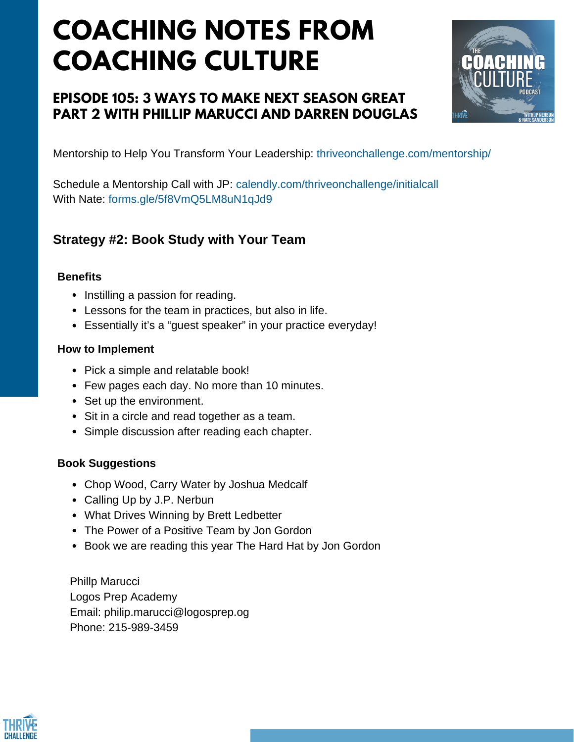# COACHING NOTES FROM COACHING CULTURE

## EPISODE 105: 3 WAYS TO MAKE NEXT SEASON GREAT PART 2 WITH PHILLIP MARUCCI AND DARREN DOUGLAS

Mentorship to Help You Transform Your Leadership: thriveonchallenge.com/mentorship/

Schedule a Mentorship Call with JP: calendly.com/thriveonchallenge/initialcall
With Nate: forms.gle/5f8VmQ5LM8uN1qJd9

### Strategy #2: Book Study with Your Team

**Benefits**

- Instilling a passion for reading.
- Lessons for the team in practices, but also in life.
- Essentially it's a "guest speaker" in your practice everyday!

**How to Implement**

- Pick a simple and relatable book!
- Few pages each day. No more than 10 minutes.
- Set up the environment.
- Sit in a circle and read together as a team.
- Simple discussion after reading each chapter.

**Book Suggestions**

- Chop Wood, Carry Water by Joshua Medcalf
- Calling Up by J.P. Nerbun
- What Drives Winning by Brett Ledbetter
- The Power of a Positive Team by Jon Gordon
- Book we are reading this year The Hard Hat by Jon Gordon

Phillp Marucci
Logos Prep Academy
Email: philip.marucci@logosprep.og
Phone: 215-989-3459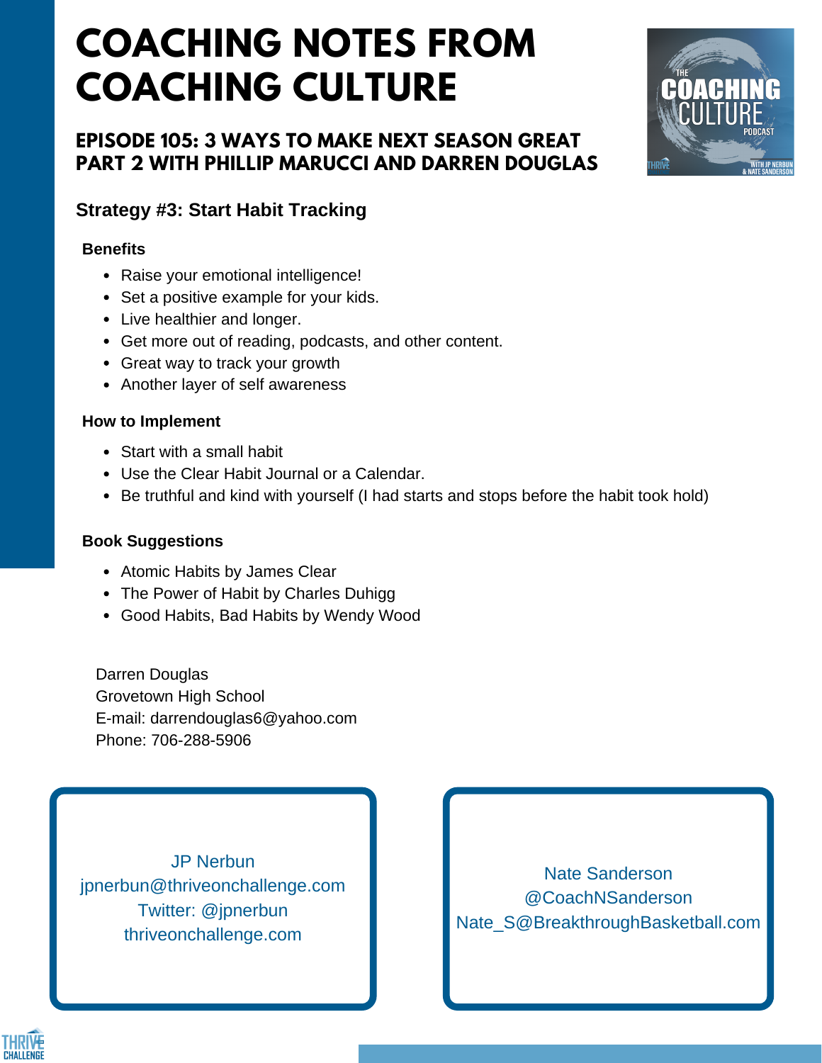# COACHING NOTES FROM COACHING CULTURE

## EPISODE 105: 3 WAYS TO MAKE NEXT SEASON GREAT PART 2 WITH PHILLIP MARUCCI AND DARREN DOUGLAS

### Strategy #3: Start Habit Tracking

**Benefits**

- Raise your emotional intelligence!
- Set a positive example for your kids.
- Live healthier and longer.
- Get more out of reading, podcasts, and other content.
- Great way to track your growth
- Another layer of self awareness

**How to Implement**

- Start with a small habit
- Use the Clear Habit Journal or a Calendar.
- Be truthful and kind with yourself (I had starts and stops before the habit took hold)

**Book Suggestions**

- Atomic Habits by James Clear
- The Power of Habit by Charles Duhigg
- Good Habits, Bad Habits by Wendy Wood

Darren Douglas
Grovetown High School
E-mail: darrendouglas6@yahoo.com
Phone: 706-288-5906

JP Nerbun
jpnerbun@thriveonchallenge.com
Twitter: @jpnerbun
thriveonchallenge.com

Nate Sanderson
@CoachNSanderson
Nate_S@BreakthroughBasketball.com